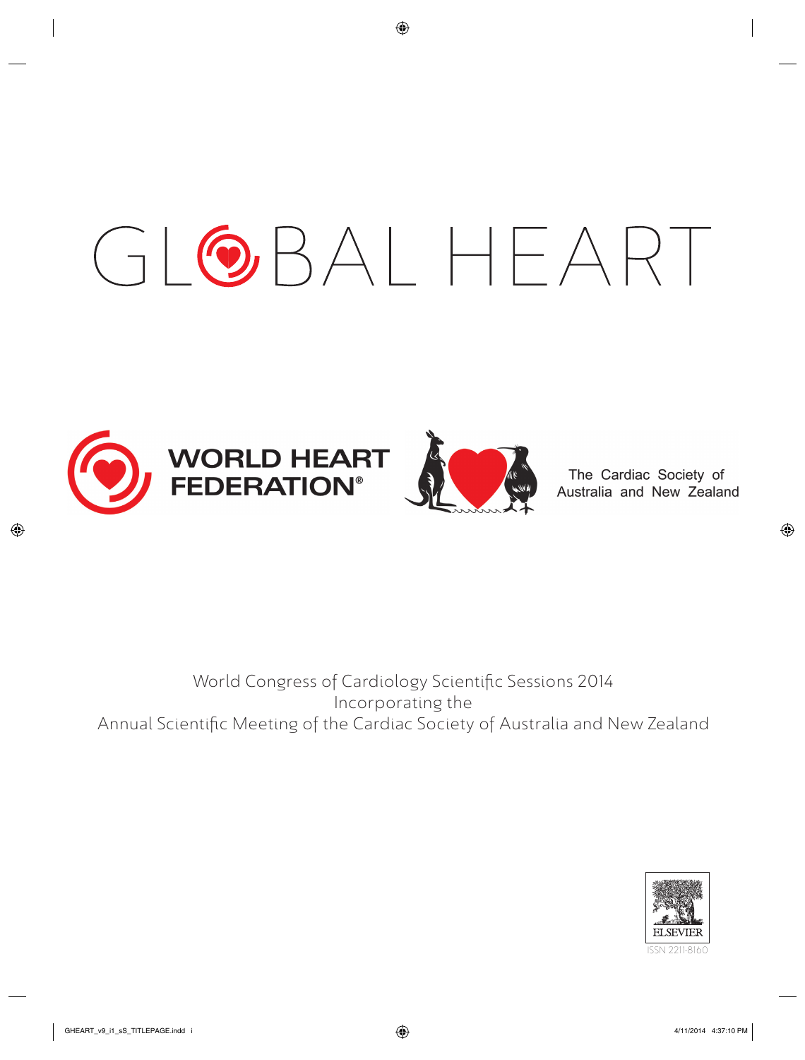# GLOBAL HEART

WORLD HEART FEDERATION®

The Cardiac Society of Australia and New Zealand

World Congress of Cardiology Scientific Sessions 2014
Incorporating the
Annual Scientific Meeting of the Cardiac Society of Australia and New Zealand

ELSEVIER

ISSN 2211-8160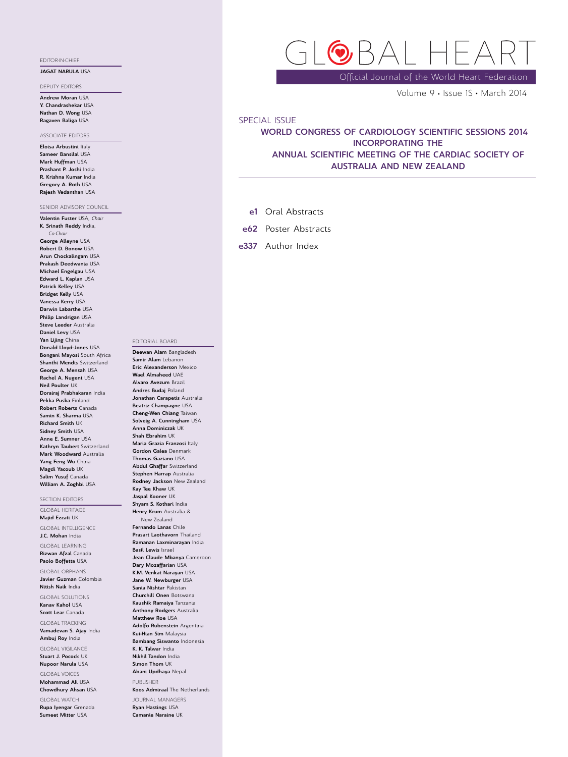# GLOBAL HEART

Official Journal of the World Heart Federation

Volume 9 • Issue 1S • March 2014

## SPECIAL ISSUE

### WORLD CONGRESS OF CARDIOLOGY SCIENTIFIC SESSIONS 2014 INCORPORATING THE ANNUAL SCIENTIFIC MEETING OF THE CARDIAC SOCIETY OF AUSTRALIA AND NEW ZEALAND

**e1** Oral Abstracts

**e62** Poster Abstracts

**e337** Author Index

EDITOR-IN-CHIEF

**Jagat Narula** USA

DEPUTY EDITORS

**Andrew Moran** USA
**Y. Chandrashekar** USA
**Nathan D. Wong** USA
**Ragaven Baliga** USA

ASSOCIATE EDITORS

**Eloisa Arbustini** Italy
**Sameer Bansilal** USA
**Mark Huffman** USA
**Prashant P. Joshi** India
**R. Krishna Kumar** India
**Gregory A. Roth** USA
**Rajesh Vedanthan** USA

SENIOR ADVISORY COUNCIL

**Valentin Fuster** USA, *Chair*
**K. Srinath Reddy** India, *Co-Chair*
**George Alleyne** USA
**Robert D. Bonow** USA
**Arun Chockalingam** USA
**Prakash Deedwania** USA
**Michael Engelgau** USA
**Edward L. Kaplan** USA
**Patrick Kelley** USA
**Bridget Kelly** USA
**Vanessa Kerry** USA
**Darwin Labarthe** USA
**Philip Landrigan** USA
**Steve Leeder** Australia
**Daniel Levy** USA
**Yan Lijing** China
**Donald Lloyd-Jones** USA
**Bongani Mayosi** South Africa
**Shanthi Mendis** Switzerland
**George A. Mensah** USA
**Rachel A. Nugent** USA
**Neil Poulter** UK
**Dorairaj Prabhakaran** India
**Pekka Puska** Finland
**Robert Roberts** Canada
**Samin K. Sharma** USA
**Richard Smith** UK
**Sidney Smith** USA
**Anne E. Sumner** USA
**Kathryn Taubert** Switzerland
**Mark Woodward** Australia
**Yang Feng Wu** China
**Magdi Yacoub** UK
**Salim Yusuf** Canada
**William A. Zoghbi** USA

SECTION EDITORS

GLOBAL HERITAGE
**Majid Ezzati** UK

GLOBAL INTELLIGENCE
**J.C. Mohan** India

GLOBAL LEARNING
**Rizwan Afzal** Canada
**Paolo Boffetta** USA

GLOBAL ORPHANS
**Javier Guzman** Colombia
**Nitish Naik** India

GLOBAL SOLUTIONS
**Kanav Kahol** USA
**Scott Lear** Canada

GLOBAL TRACKING
**Vamadevan S. Ajay** India
**Ambuj Roy** India

GLOBAL VIGILANCE
**Stuart J. Pocock** UK
**Nupoor Narula** USA

GLOBAL VOICES
**Mohammad Ali** USA
**Chowdhury Ahsan** USA

GLOBAL WATCH
**Rupa Iyengar** Grenada
**Sumeet Mitter** USA

EDITORIAL BOARD

**Deewan Alam** Bangladesh
**Samir Alam** Lebanon
**Eric Alexanderson** Mexico
**Wael Almaheed** UAE
**Alvaro Avezum** Brazil
**Andres Budaj** Poland
**Jonathan Carapetis** Australia
**Beatriz Champagne** USA
**Cheng-Wen Chiang** Taiwan
**Solveig A. Cunningham** USA
**Anna Dominiczak** UK
**Shah Ebrahim** UK
**Maria Grazia Franzosi** Italy
**Gordon Galea** Denmark
**Thomas Gaziano** USA
**Abdul Ghaffar** Switzerland
**Stephen Harrap** Australia
**Rodney Jackson** New Zealand
**Kay Tee Khaw** UK
**Jaspal Kooner** UK
**Shyam S. Kothari** India
**Henry Krum** Australia & New Zealand
**Fernando Lanas** Chile
**Prasart Laothavorn** Thailand
**Ramanan Laxminarayan** India
**Basil Lewis** Israel
**Jean Claude Mbanya** Cameroon
**Dary Mozaffarian** USA
**K.M. Venkat Narayan** USA
**Jane W. Newburger** USA
**Sania Nishtar** Pakistan
**Churchill Onen** Botswana
**Kaushik Ramaiya** Tanzania
**Anthony Rodgers** Australia
**Matthew Roe** USA
**Adolfo Rubenstein** Argentina
**Kui-Hian Sim** Malaysia
**Bambang Siswanto** Indonesia
**K. K. Talwar** India
**Nikhil Tandon** India
**Simon Thom** UK
**Abani Updhaya** Nepal

PUBLISHER

**Koos Admiraal** The Netherlands

JOURNAL MANAGERS

**Ryan Hastings** USA
**Camanie Naraine** UK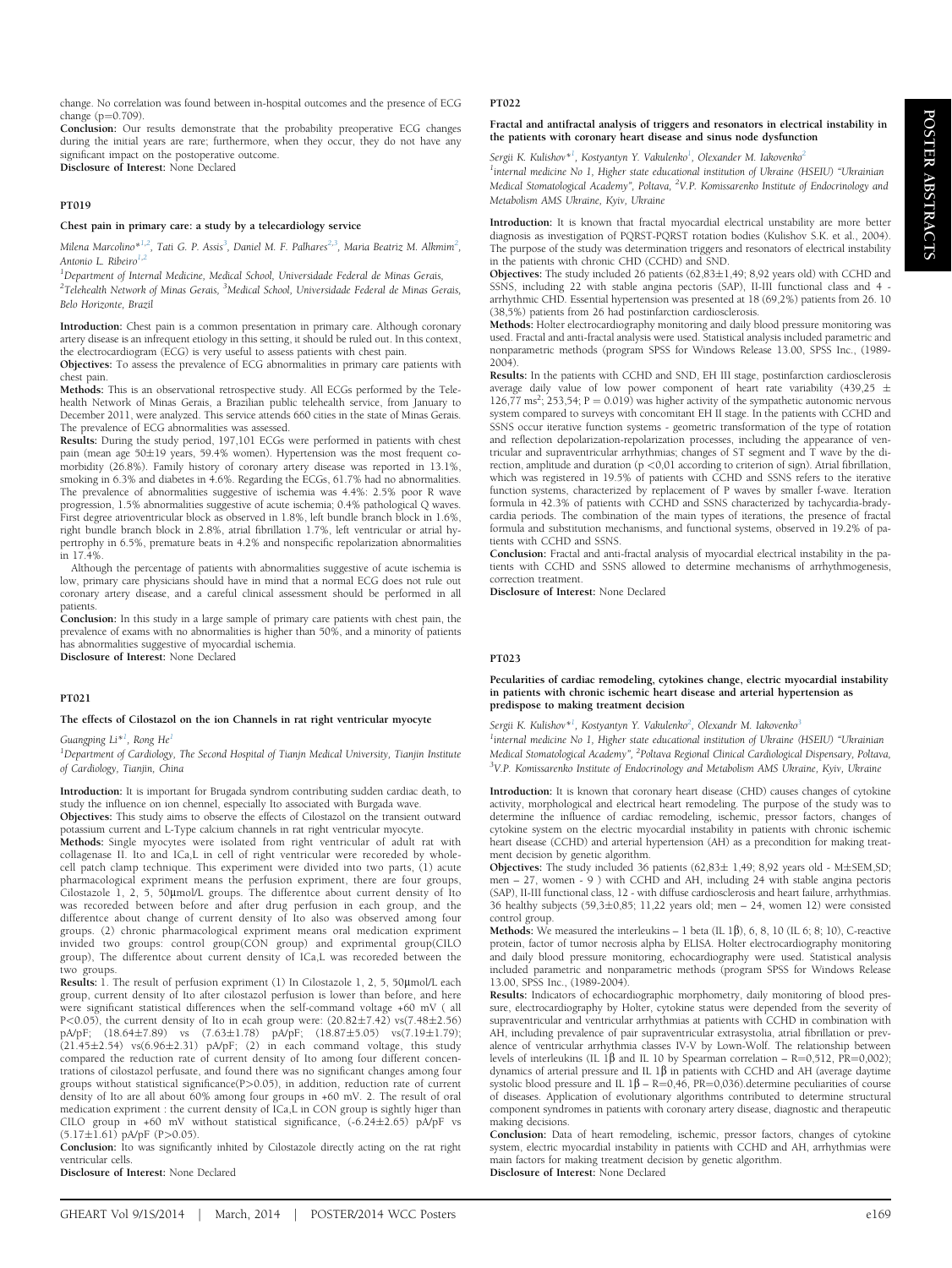change. No correlation was found between in-hospital outcomes and the presence of ECG change (p=0.709).

**Conclusion:** Our results demonstrate that the probability preoperative ECG changes during the initial years are rare; furthermore, when they occur, they do not have any significant impact on the postoperative outcome.

**Disclosure of Interest:** None Declared

## PT019

### Chest pain in primary care: a study by a telecardiology service

*Milena Marcolino*\*[1,2], *Tati G. P. Assis*[3], *Daniel M. F. Palhares*[2,3], *Maria Beatriz M. Alkmim*[2], *Antonio L. Ribeiro*[1,2]

[1]*Department of Internal Medicine, Medical School, Universidade Federal de Minas Gerais,* [2]*Telehealth Network of Minas Gerais,* [3]*Medical School, Universidade Federal de Minas Gerais, Belo Horizonte, Brazil*

**Introduction:** Chest pain is a common presentation in primary care. Although coronary artery disease is an infrequent etiology in this setting, it should be ruled out. In this context, the electrocardiogram (ECG) is very useful to assess patients with chest pain.

**Objectives:** To assess the prevalence of ECG abnormalities in primary care patients with chest pain.

**Methods:** This is an observational retrospective study. All ECGs performed by the Telehealth Network of Minas Gerais, a Brazilian public telehealth service, from January to December 2011, were analyzed. This service attends 660 cities in the state of Minas Gerais. The prevalence of ECG abnormalities was assessed.

**Results:** During the study period, 197,101 ECGs were performed in patients with chest pain (mean age 50±19 years, 59.4% women). Hypertension was the most frequent comorbidity (26.8%). Family history of coronary artery disease was reported in 13.1%, smoking in 6.3% and diabetes in 4.6%. Regarding the ECGs, 61.7% had no abnormalities. The prevalence of abnormalities suggestive of ischemia was 4.4%: 2.5% poor R wave progression, 1.5% abnormalities suggestive of acute ischemia; 0.4% pathological Q waves. First degree atrioventricular block as observed in 1.8%, left bundle branch block in 1.6%, right bundle branch block in 2.8%, atrial fibrillation 1.7%, left ventricular or atrial hypertrophy in 6.5%, premature beats in 4.2% and nonspecific repolarization abnormalities in 17.4%.

Although the percentage of patients with abnormalities suggestive of acute ischemia is low, primary care physicians should have in mind that a normal ECG does not rule out coronary artery disease, and a careful clinical assessment should be performed in all patients.

**Conclusion:** In this study in a large sample of primary care patients with chest pain, the prevalence of exams with no abnormalities is higher than 50%, and a minority of patients has abnormalities suggestive of myocardial ischemia.

**Disclosure of Interest:** None Declared

## PT021

### The effects of Cilostazol on the ion Channels in rat right ventricular myocyte

*Guangping Li*\*[1], *Rong He*[1]

[1]*Department of Cardiology, The Second Hospital of Tianjn Medical University, Tianjin Institute of Cardiology, Tianjin, China*

**Introduction:** It is important for Brugada syndrom contributing sudden cardiac death, to study the influence on ion chennel, especially Ito associated with Burgada wave.

**Objectives:** This study aims to observe the effects of Cilostazol on the transient outward potassium current and L-Type calcium channels in rat right ventricular myocyte.

**Methods:** Single myocytes were isolated from right ventricular of adult rat with collagenase II. Ito and ICa,L in cell of right ventricular were recoreded by whole-cell patch clamp technique. This experiment were divided into two parts, (1) acute pharmacological expriment means the perfusion expriment, there are four groups, Cilostazole 1, 2, 5, 50μmol/L groups. The differentce about current density of Ito was recoreded between before and after drug perfusion in each group, and the differentce about change of current density of Ito also was observed among four groups. (2) chronic pharmacological expriment means oral medication expriment invided two groups: control group(CON group) and exprimental group(CILO group), The differentce about current density of ICa,L was recoreded between the two groups.

**Results:** 1. The result of perfusion expriment (1) In Cilostazole 1, 2, 5, 50μmol/L each group, current density of Ito after cilostazol perfusion is lower than before, and here were significant statistical differences when the self-command voltage +60 mV ( all P<0.05), the current density of Ito in ecah group were: (20.82±7.42) vs(7.48±2.56) pA/pF; (18.64±7.89) vs (7.63±1.78) pA/pF; (18.87±5.05) vs(7.19±1.79); (21.45±2.54) vs(6.96±2.31) pA/pF; (2) in each command voltage, this study compared the reduction rate of current density of Ito among four different concentrations of cilostazol perfusate, and found there was no significant changes among four groups without statistical significance(P>0.05), in addition, reduction rate of current density of Ito are all about 60% among four groups in +60 mV. 2. The result of oral medication expriment : the current density of ICa,L in CON group is sightly higer than CILO group in +60 mV without statistical significance, (-6.24±2.65) pA/pF vs (5.17±1.61) pA/pF (P>0.05).

**Conclusion:** Ito was significantly inhited by Cilostazole directly acting on the rat right ventricular cells.

**Disclosure of Interest:** None Declared

## PT022

### Fractal and antifractal analysis of triggers and resonators in electrical instability in the patients with coronary heart disease and sinus node dysfunction

*Sergii K. Kulishov*\*[1], *Kostyantyn Y. Vakulenko*[1], *Olexander M. Iakovenko*[2]

[1]*internal medicine No 1, Higher state educational institution of Ukraine (HSEIU) "Ukrainian Medical Stomatological Academy", Poltava,* [2]*V.P. Komissarenko Institute of Endocrinology and Metabolism AMS Ukraine, Kyiv, Ukraine*

**Introduction:** It is known that fractal myocardial electrical unstability are more better diagnosis as investigation of PQRST-PQRST rotation bodies (Kulishov S.K. et al., 2004). The purpose of the study was determination triggers and resonators of electrical instability in the patients with chronic CHD (CCHD) and SND.

**Objectives:** The study included 26 patients (62,83±1,49; 8,92 years old) with CCHD and SSNS, including 22 with stable angina pectoris (SAP), II-III functional class and 4 - arrhythmic CHD. Essential hypertension was presented at 18 (69,2%) patients from 26. 10 (38,5%) patients from 26 had postinfarction cardiosclerosis.

**Methods:** Holter electrocardiography monitoring and daily blood pressure monitoring was used. Fractal and anti-fractal analysis were used. Statistical analysis included parametric and nonparametric methods (program SPSS for Windows Release 13.00, SPSS Inc., (1989-2004).

**Results:** In the patients with CCHD and SND, EH III stage, postinfarction cardiosclerosis average daily value of low power component of heart rate variability (439,25 ± 126,77 ms$^2$; 253,54; P = 0.019) was higher activity of the sympathetic autonomic nervous system compared to surveys with concomitant EH II stage. In the patients with CCHD and SSNS occur iterative function systems - geometric transformation of the type of rotation and reflection depolarization-repolarization processes, including the appearance of ventricular and supraventricular arrhythmias; changes of ST segment and T wave by the direction, amplitude and duration (p <0,01 according to criterion of sign). Atrial fibrillation, which was registered in 19.5% of patients with CCHD and SSNS refers to the iterative function systems, characterized by replacement of P waves by smaller f-wave. Iteration formula in 42.3% of patients with CCHD and SSNS characterized by tachycardia-bradycardia periods. The combination of the main types of iterations, the presence of fractal formula and substitution mechanisms, and functional systems, observed in 19.2% of patients with CCHD and SSNS.

**Conclusion:** Fractal and anti-fractal analysis of myocardial electrical instability in the patients with CCHD and SSNS allowed to determine mechanisms of arrhythmogenesis, correction treatment.

**Disclosure of Interest:** None Declared

## PT023

### Pecularities of cardiac remodeling, cytokines change, electric myocardial instability in patients with chronic ischemic heart disease and arterial hypertension as predispose to making treatment decision

*Sergii K. Kulishov*\*[1], *Kostyantyn Y. Vakulenko*[2], *Olexandr M. Iakovenko*[3]

[1]*internal medicine No 1, Higher state educational institution of Ukraine (HSEIU) "Ukrainian Medical Stomatological Academy",* [2]*Poltava Regional Clinical Cardiological Dispensary, Poltava,* [3]*V.P. Komissarenko Institute of Endocrinology and Metabolism AMS Ukraine, Kyiv, Ukraine*

**Introduction:** It is known that coronary heart disease (CHD) causes changes of cytokine activity, morphological and electrical heart remodeling. The purpose of the study was to determine the influence of cardiac remodeling, ischemic, pressor factors, changes of cytokine system on the electric myocardial instability in patients with chronic ischemic heart disease (CCHD) and arterial hypertension (AH) as a precondition for making treatment decision by genetic algorithm.

**Objectives:** The study included 36 patients (62,83± 1,49; 8,92 years old - M±SEM,SD; men – 27, women - 9 ) with CCHD and AH, including 24 with stable angina pectoris (SAP), II-III functional class, 12 - with diffuse cardiosclerosis and heart failure, arrhythmias. 36 healthy subjects (59,3±0,85; 11,22 years old; men – 24, women 12) were consisted control group.

**Methods:** We measured the interleukins – 1 beta (IL 1β), 6, 8, 10 (IL 6; 8; 10), C-reactive protein, factor of tumor necrosis alpha by ELISA. Holter electrocardiography monitoring and daily blood pressure monitoring, echocardiography were used. Statistical analysis included parametric and nonparametric methods (program SPSS for Windows Release 13.00, SPSS Inc., (1989-2004).

**Results:** Indicators of echocardiographic morphometry, daily monitoring of blood pressure, electrocardiography by Holter, cytokine status were depended from the severity of supraventricular and ventricular arrhythmias at patients with CCHD in combination with AH, including prevalence of pair supraventricular extrasystolia, atrial fibrillation or prevalence of ventricular arrhythmia classes IV-V by Lown-Wolf. The relationship between levels of interleukins (IL 1β and IL 10 by Spearman correlation – R=0,512, PR=0,002); dynamics of arterial pressure and IL 1β in patients with CCHD and AH (average daytime systolic blood pressure and IL 1β – R=0,46, PR=0,036).determine peculiarities of course of diseases. Application of evolutionary algorithms contributed to determine structural component syndromes in patients with coronary artery disease, diagnostic and therapeutic making decisions.

**Conclusion:** Data of heart remodeling, ischemic, pressor factors, changes of cytokine system, electric myocardial instability in patients with CCHD and AH, arrhythmias were main factors for making treatment decision by genetic algorithm.

**Disclosure of Interest:** None Declared